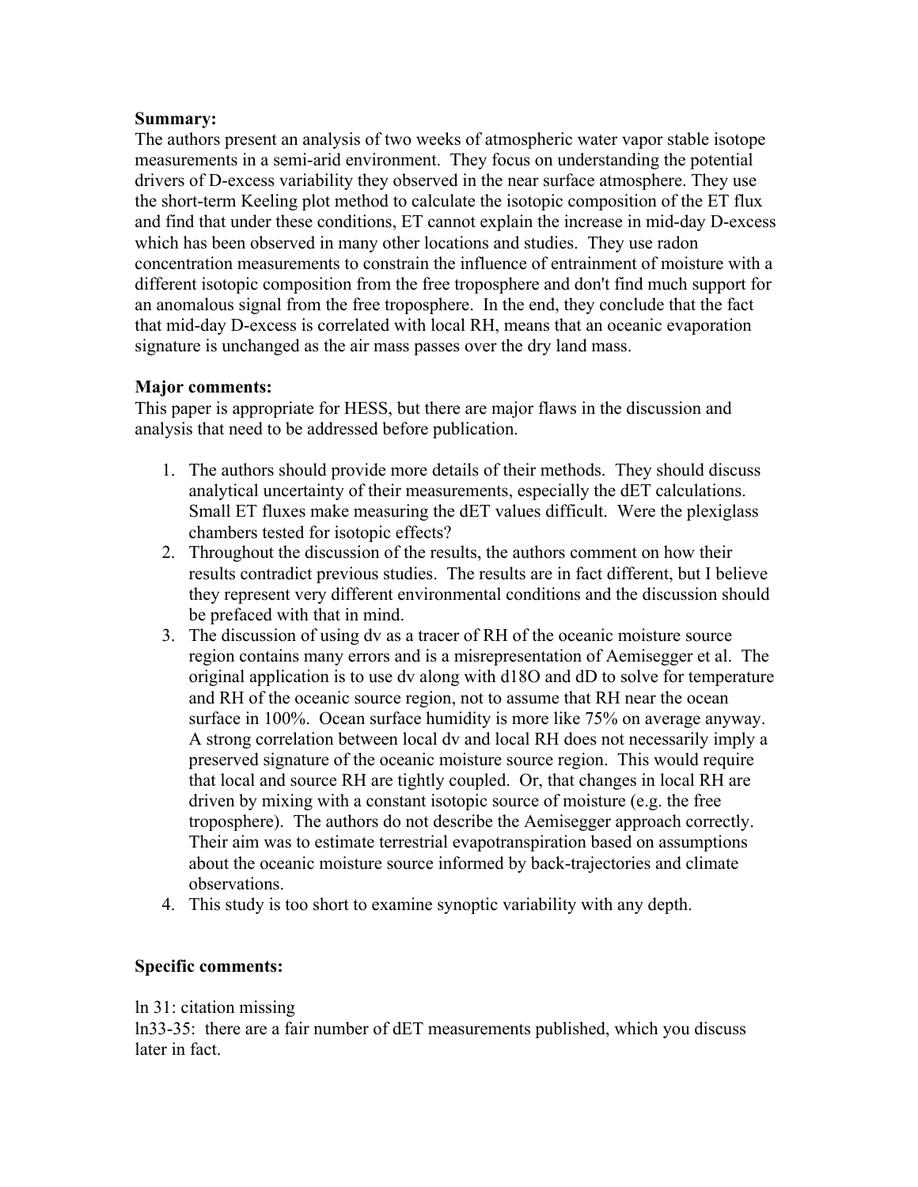**Summary:**

The authors present an analysis of two weeks of atmospheric water vapor stable isotope measurements in a semi-arid environment. They focus on understanding the potential drivers of D-excess variability they observed in the near surface atmosphere. They use the short-term Keeling plot method to calculate the isotopic composition of the ET flux and find that under these conditions, ET cannot explain the increase in mid-day D-excess which has been observed in many other locations and studies. They use radon concentration measurements to constrain the influence of entrainment of moisture with a different isotopic composition from the free troposphere and don't find much support for an anomalous signal from the free troposphere. In the end, they conclude that the fact that mid-day D-excess is correlated with local RH, means that an oceanic evaporation signature is unchanged as the air mass passes over the dry land mass.

**Major comments:**

This paper is appropriate for HESS, but there are major flaws in the discussion and analysis that need to be addressed before publication.

1. The authors should provide more details of their methods. They should discuss analytical uncertainty of their measurements, especially the dET calculations. Small ET fluxes make measuring the dET values difficult. Were the plexiglass chambers tested for isotopic effects?
2. Throughout the discussion of the results, the authors comment on how their results contradict previous studies. The results are in fact different, but I believe they represent very different environmental conditions and the discussion should be prefaced with that in mind.
3. The discussion of using dv as a tracer of RH of the oceanic moisture source region contains many errors and is a misrepresentation of Aemisegger et al. The original application is to use dv along with d18O and dD to solve for temperature and RH of the oceanic source region, not to assume that RH near the ocean surface in 100%. Ocean surface humidity is more like 75% on average anyway. A strong correlation between local dv and local RH does not necessarily imply a preserved signature of the oceanic moisture source region. This would require that local and source RH are tightly coupled. Or, that changes in local RH are driven by mixing with a constant isotopic source of moisture (e.g. the free troposphere). The authors do not describe the Aemisegger approach correctly. Their aim was to estimate terrestrial evapotranspiration based on assumptions about the oceanic moisture source informed by back-trajectories and climate observations.
4. This study is too short to examine synoptic variability with any depth.

**Specific comments:**

ln 31: citation missing

ln33-35: there are a fair number of dET measurements published, which you discuss later in fact.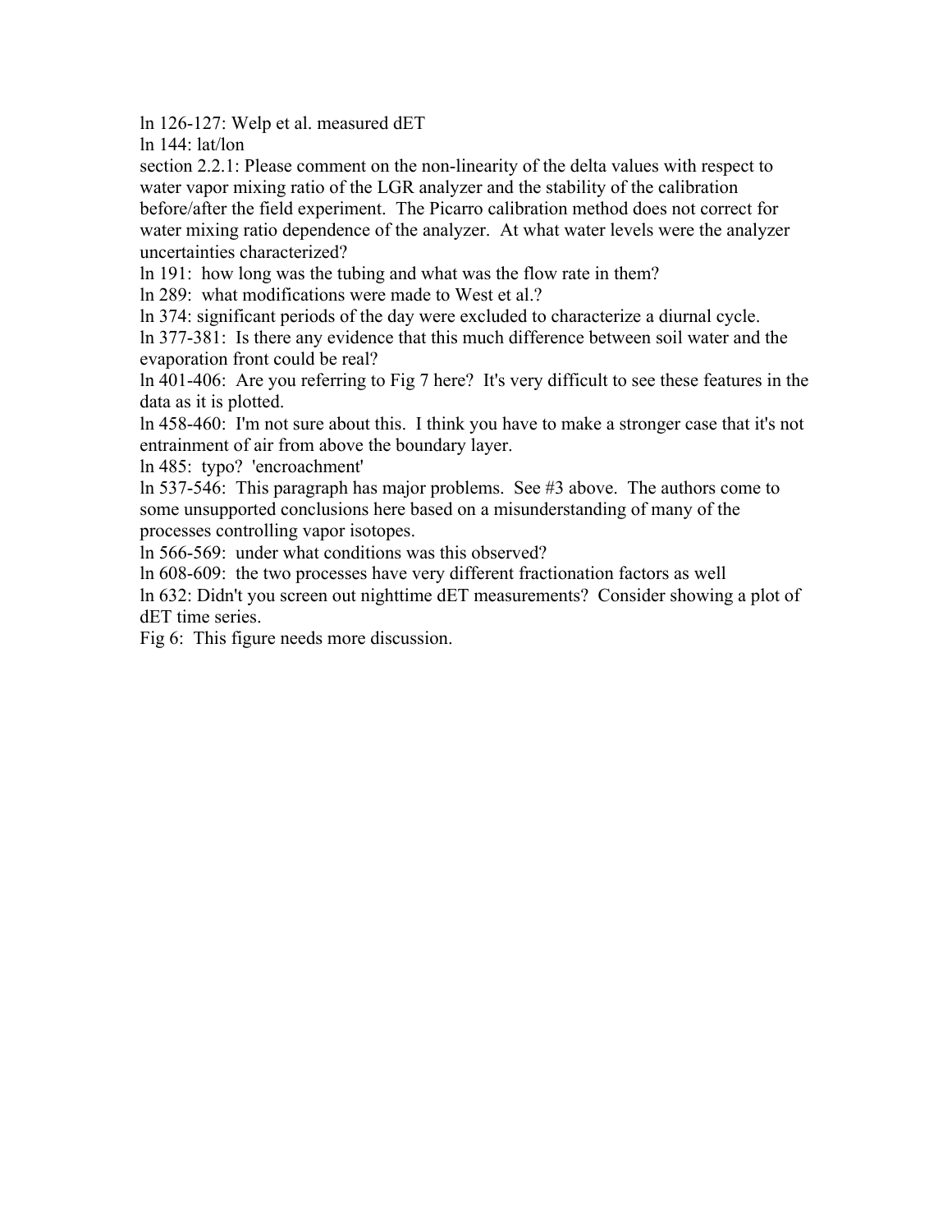ln 126-127: Welp et al. measured dET

ln 144: lat/lon

section 2.2.1: Please comment on the non-linearity of the delta values with respect to water vapor mixing ratio of the LGR analyzer and the stability of the calibration before/after the field experiment. The Picarro calibration method does not correct for water mixing ratio dependence of the analyzer. At what water levels were the analyzer uncertainties characterized?

ln 191: how long was the tubing and what was the flow rate in them?

ln 289: what modifications were made to West et al.?

ln 374: significant periods of the day were excluded to characterize a diurnal cycle.

ln 377-381: Is there any evidence that this much difference between soil water and the evaporation front could be real?

ln 401-406: Are you referring to Fig 7 here? It's very difficult to see these features in the data as it is plotted.

ln 458-460: I'm not sure about this. I think you have to make a stronger case that it's not entrainment of air from above the boundary layer.

ln 485: typo? 'encroachment'

ln 537-546: This paragraph has major problems. See #3 above. The authors come to some unsupported conclusions here based on a misunderstanding of many of the processes controlling vapor isotopes.

ln 566-569: under what conditions was this observed?

ln 608-609: the two processes have very different fractionation factors as well

ln 632: Didn't you screen out nighttime dET measurements? Consider showing a plot of dET time series.

Fig 6: This figure needs more discussion.